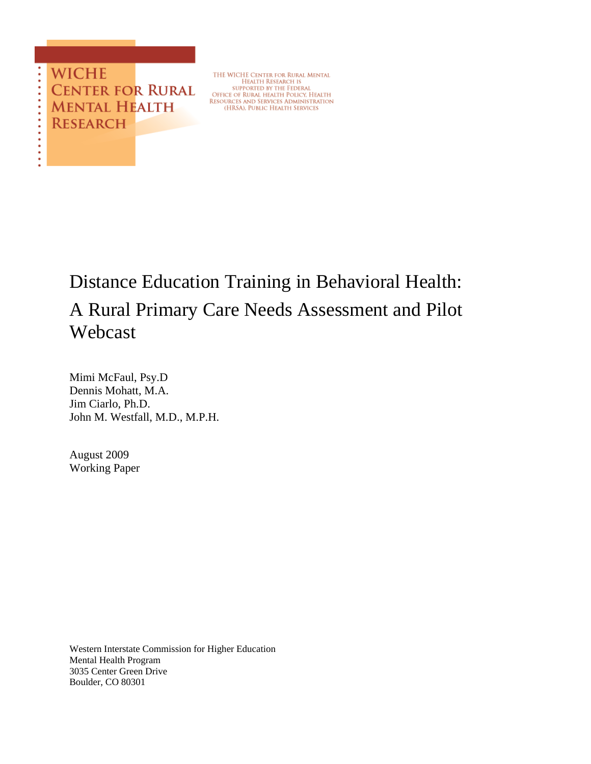WICHE
CENTER FOR RURAL
MENTAL HEALTH
RESEARCH

THE WICHE CENTER FOR RURAL MENTAL HEALTH RESEARCH IS SUPPORTED BY THE FEDERAL OFFICE OF RURAL HEALTH POLICY, HEALTH RESOURCES AND SERVICES ADMINISTRATION (HRSA), PUBLIC HEALTH SERVICES

# Distance Education Training in Behavioral Health: A Rural Primary Care Needs Assessment and Pilot Webcast

Mimi McFaul, Psy.D
Dennis Mohatt, M.A.
Jim Ciarlo, Ph.D.
John M. Westfall, M.D., M.P.H.

August 2009
Working Paper

Western Interstate Commission for Higher Education
Mental Health Program
3035 Center Green Drive
Boulder, CO 80301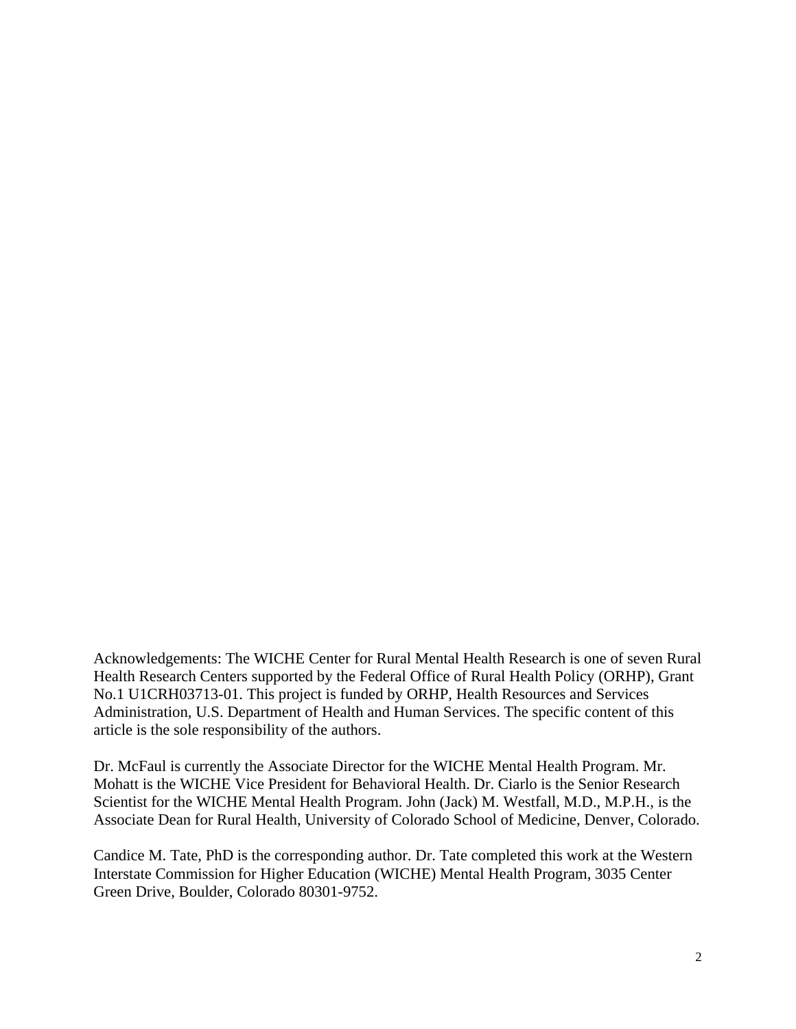Acknowledgements: The WICHE Center for Rural Mental Health Research is one of seven Rural Health Research Centers supported by the Federal Office of Rural Health Policy (ORHP), Grant No.1 U1CRH03713-01. This project is funded by ORHP, Health Resources and Services Administration, U.S. Department of Health and Human Services. The specific content of this article is the sole responsibility of the authors.

Dr. McFaul is currently the Associate Director for the WICHE Mental Health Program. Mr. Mohatt is the WICHE Vice President for Behavioral Health. Dr. Ciarlo is the Senior Research Scientist for the WICHE Mental Health Program. John (Jack) M. Westfall, M.D., M.P.H., is the Associate Dean for Rural Health, University of Colorado School of Medicine, Denver, Colorado.

Candice M. Tate, PhD is the corresponding author. Dr. Tate completed this work at the Western Interstate Commission for Higher Education (WICHE) Mental Health Program, 3035 Center Green Drive, Boulder, Colorado 80301-9752.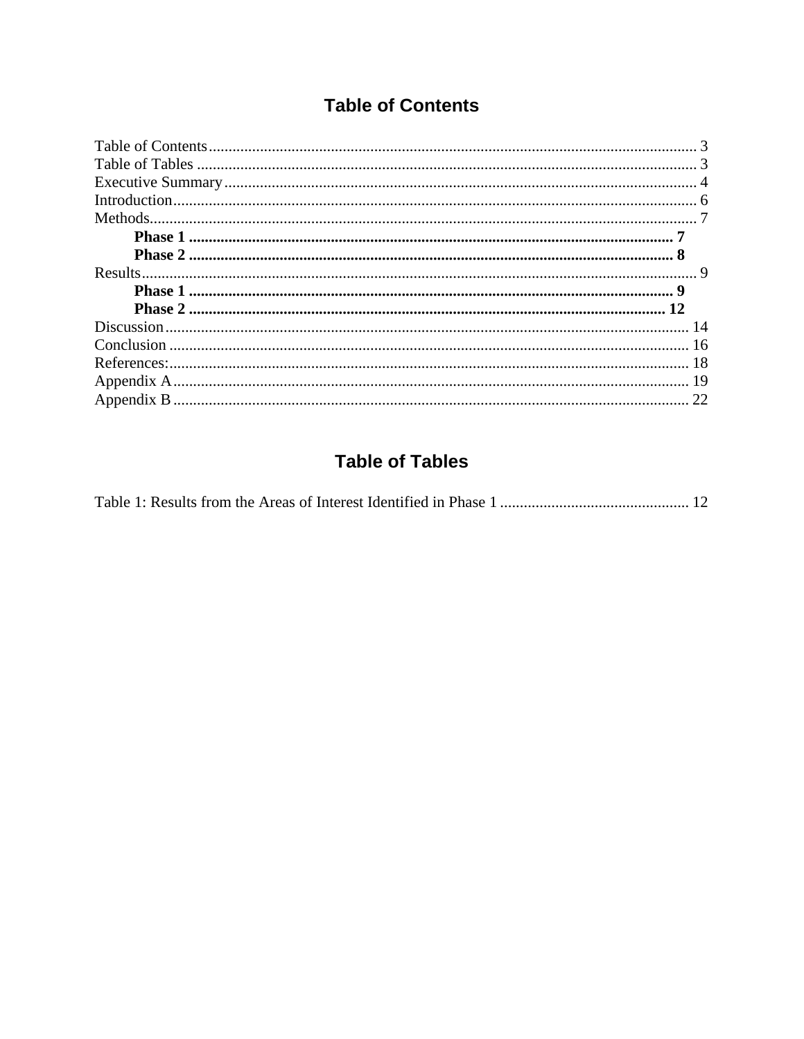## Table of Contents

Table of Contents ........................................................................................................................ 3
Table of Tables ........................................................................................................................... 3
Executive Summary .................................................................................................................... 4
Introduction ................................................................................................................................. 6
Methods ....................................................................................................................................... 7
    **Phase 1 ......................................................................................................................... 7**
    **Phase 2 ......................................................................................................................... 8**
Results ......................................................................................................................................... 9
    **Phase 1 ......................................................................................................................... 9**
    **Phase 2 ....................................................................................................................... 12**
Discussion ................................................................................................................................. 14
Conclusion ................................................................................................................................ 16
References: ................................................................................................................................ 18
Appendix A ............................................................................................................................... 19
Appendix B ............................................................................................................................... 22

## Table of Tables

Table 1: Results from the Areas of Interest Identified in Phase 1 ............................................... 12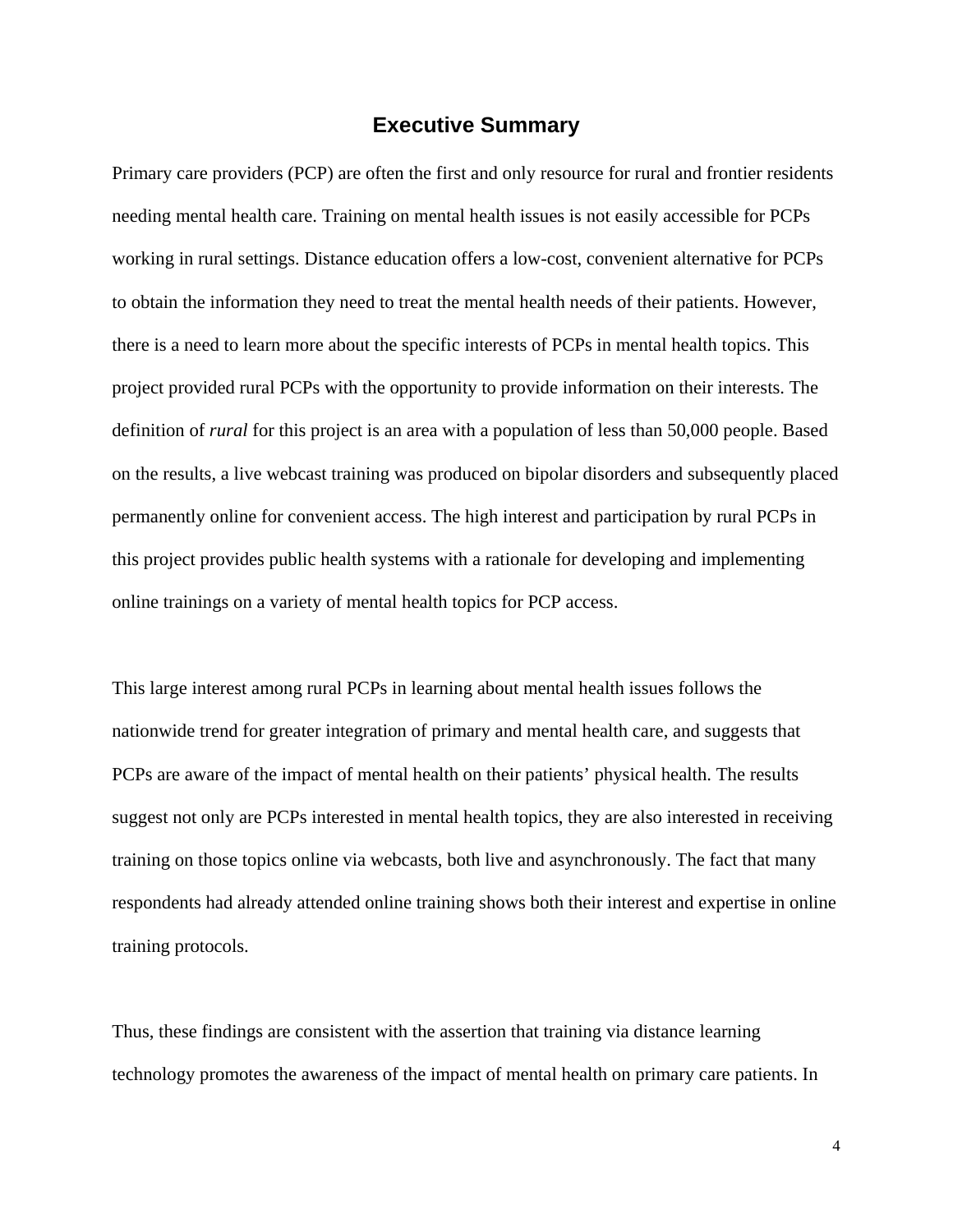# Executive Summary

Primary care providers (PCP) are often the first and only resource for rural and frontier residents needing mental health care. Training on mental health issues is not easily accessible for PCPs working in rural settings. Distance education offers a low-cost, convenient alternative for PCPs to obtain the information they need to treat the mental health needs of their patients. However, there is a need to learn more about the specific interests of PCPs in mental health topics. This project provided rural PCPs with the opportunity to provide information on their interests. The definition of *rural* for this project is an area with a population of less than 50,000 people. Based on the results, a live webcast training was produced on bipolar disorders and subsequently placed permanently online for convenient access. The high interest and participation by rural PCPs in this project provides public health systems with a rationale for developing and implementing online trainings on a variety of mental health topics for PCP access.

This large interest among rural PCPs in learning about mental health issues follows the nationwide trend for greater integration of primary and mental health care, and suggests that PCPs are aware of the impact of mental health on their patients' physical health. The results suggest not only are PCPs interested in mental health topics, they are also interested in receiving training on those topics online via webcasts, both live and asynchronously. The fact that many respondents had already attended online training shows both their interest and expertise in online training protocols.

Thus, these findings are consistent with the assertion that training via distance learning technology promotes the awareness of the impact of mental health on primary care patients. In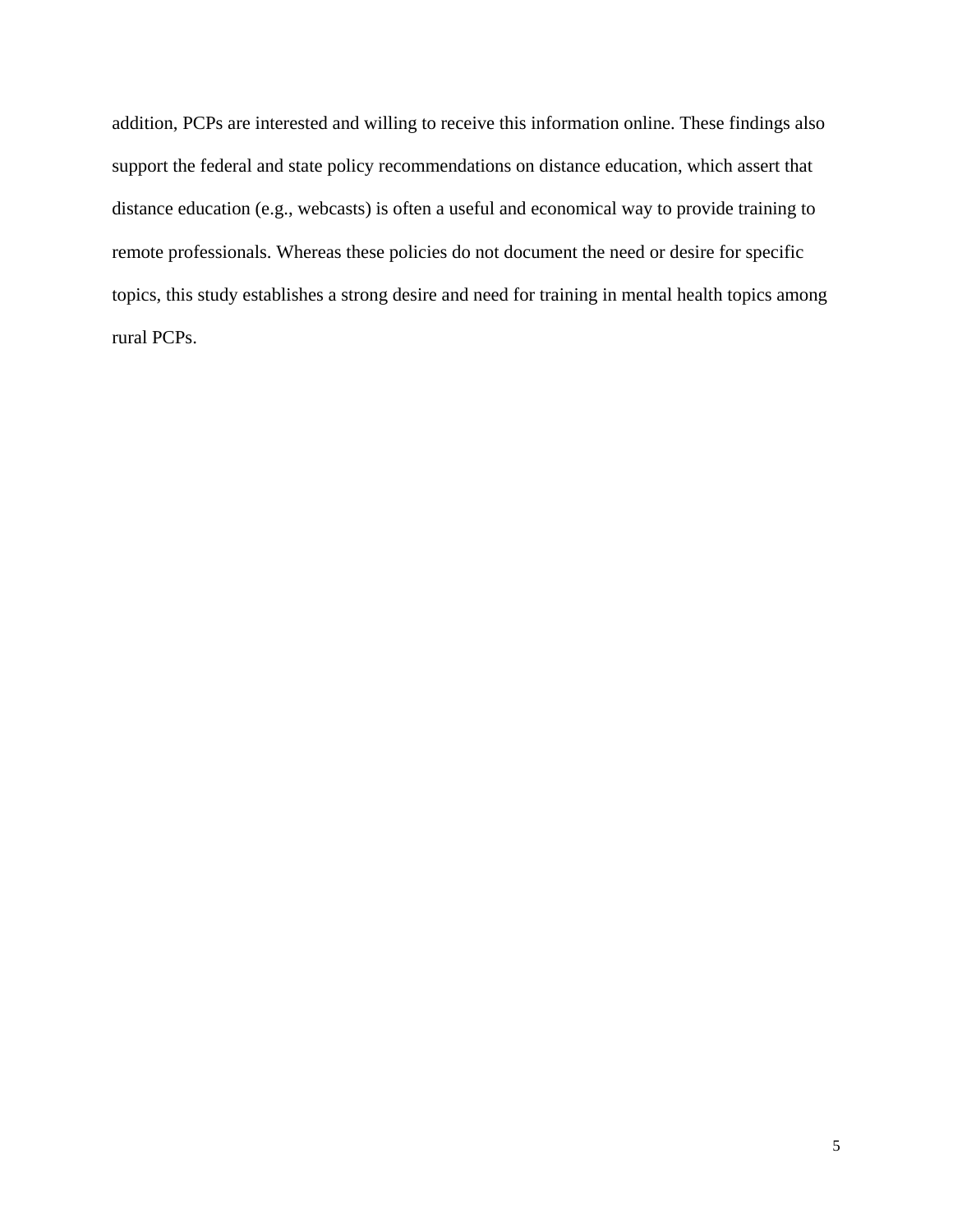addition, PCPs are interested and willing to receive this information online. These findings also support the federal and state policy recommendations on distance education, which assert that distance education (e.g., webcasts) is often a useful and economical way to provide training to remote professionals. Whereas these policies do not document the need or desire for specific topics, this study establishes a strong desire and need for training in mental health topics among rural PCPs.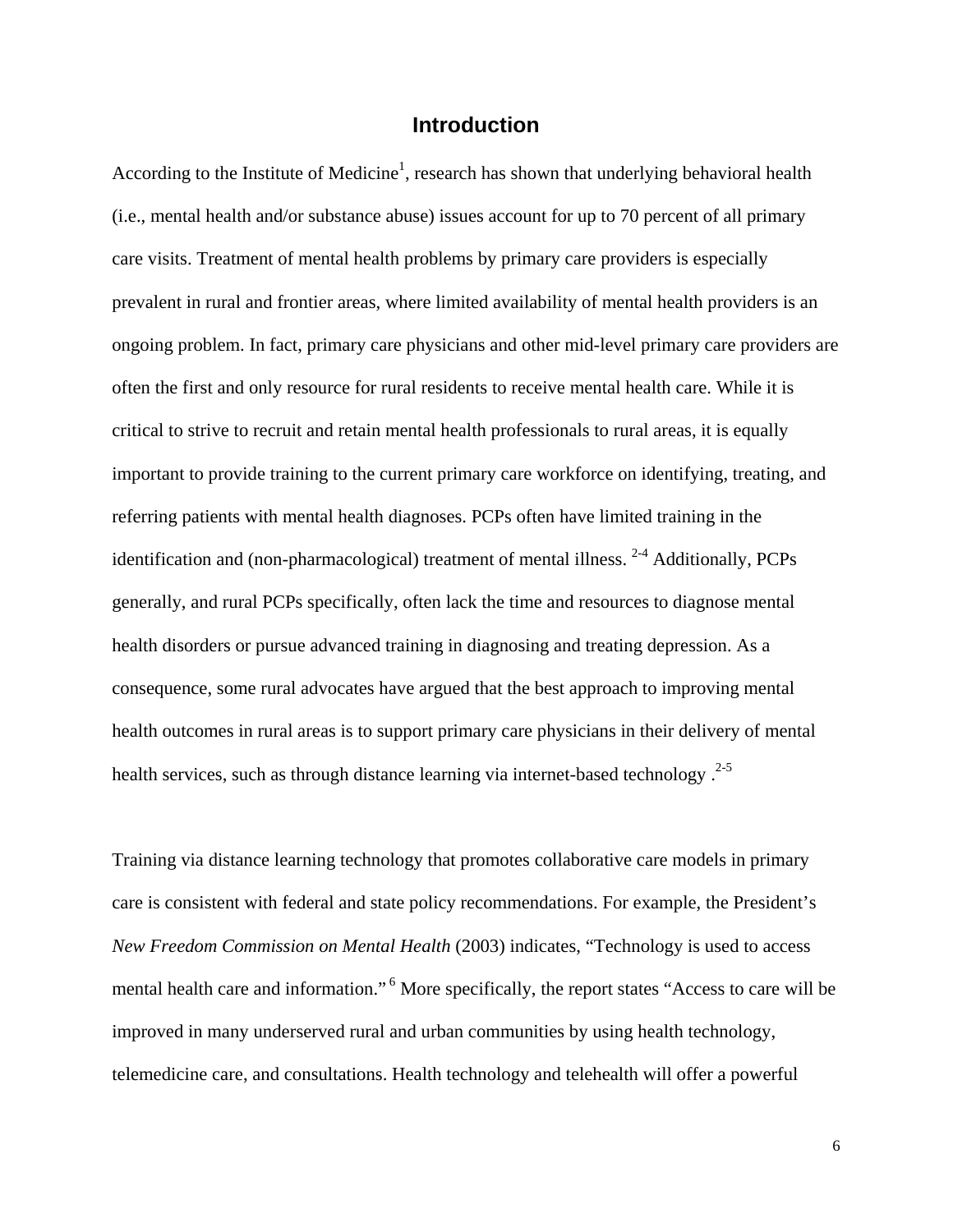# Introduction

According to the Institute of Medicine[1], research has shown that underlying behavioral health (i.e., mental health and/or substance abuse) issues account for up to 70 percent of all primary care visits. Treatment of mental health problems by primary care providers is especially prevalent in rural and frontier areas, where limited availability of mental health providers is an ongoing problem. In fact, primary care physicians and other mid-level primary care providers are often the first and only resource for rural residents to receive mental health care. While it is critical to strive to recruit and retain mental health professionals to rural areas, it is equally important to provide training to the current primary care workforce on identifying, treating, and referring patients with mental health diagnoses. PCPs often have limited training in the identification and (non-pharmacological) treatment of mental illness. [2-4] Additionally, PCPs generally, and rural PCPs specifically, often lack the time and resources to diagnose mental health disorders or pursue advanced training in diagnosing and treating depression. As a consequence, some rural advocates have argued that the best approach to improving mental health outcomes in rural areas is to support primary care physicians in their delivery of mental health services, such as through distance learning via internet-based technology .[2-5]

Training via distance learning technology that promotes collaborative care models in primary care is consistent with federal and state policy recommendations. For example, the President's *New Freedom Commission on Mental Health* (2003) indicates, "Technology is used to access mental health care and information." [6] More specifically, the report states "Access to care will be improved in many underserved rural and urban communities by using health technology, telemedicine care, and consultations. Health technology and telehealth will offer a powerful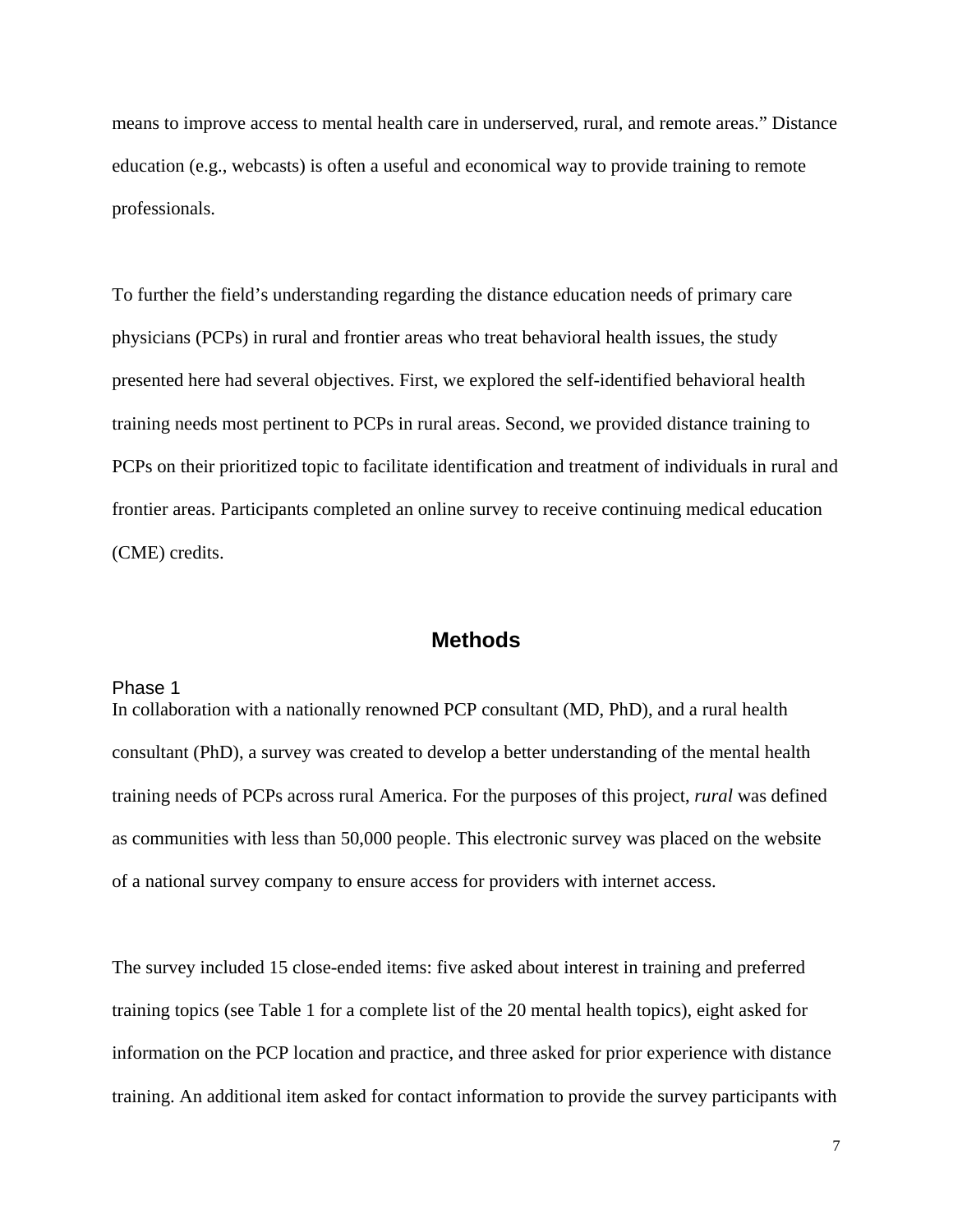means to improve access to mental health care in underserved, rural, and remote areas." Distance education (e.g., webcasts) is often a useful and economical way to provide training to remote professionals.

To further the field's understanding regarding the distance education needs of primary care physicians (PCPs) in rural and frontier areas who treat behavioral health issues, the study presented here had several objectives. First, we explored the self-identified behavioral health training needs most pertinent to PCPs in rural areas. Second, we provided distance training to PCPs on their prioritized topic to facilitate identification and treatment of individuals in rural and frontier areas. Participants completed an online survey to receive continuing medical education (CME) credits.

## Methods

### Phase 1

In collaboration with a nationally renowned PCP consultant (MD, PhD), and a rural health consultant (PhD), a survey was created to develop a better understanding of the mental health training needs of PCPs across rural America. For the purposes of this project, *rural* was defined as communities with less than 50,000 people. This electronic survey was placed on the website of a national survey company to ensure access for providers with internet access.

The survey included 15 close-ended items: five asked about interest in training and preferred training topics (see Table 1 for a complete list of the 20 mental health topics), eight asked for information on the PCP location and practice, and three asked for prior experience with distance training. An additional item asked for contact information to provide the survey participants with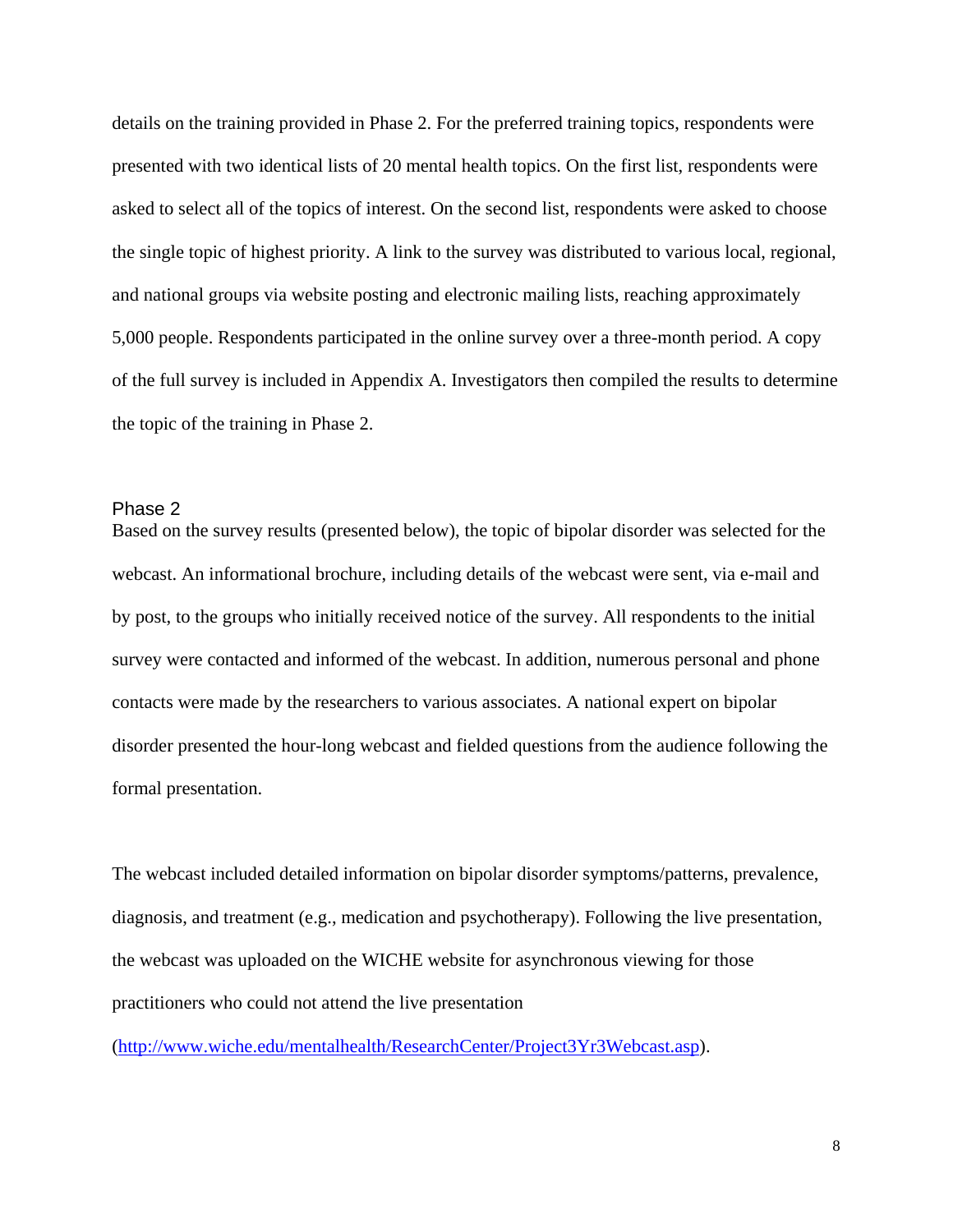details on the training provided in Phase 2. For the preferred training topics, respondents were presented with two identical lists of 20 mental health topics. On the first list, respondents were asked to select all of the topics of interest. On the second list, respondents were asked to choose the single topic of highest priority. A link to the survey was distributed to various local, regional, and national groups via website posting and electronic mailing lists, reaching approximately 5,000 people. Respondents participated in the online survey over a three-month period. A copy of the full survey is included in Appendix A. Investigators then compiled the results to determine the topic of the training in Phase 2.

## Phase 2

Based on the survey results (presented below), the topic of bipolar disorder was selected for the webcast. An informational brochure, including details of the webcast were sent, via e-mail and by post, to the groups who initially received notice of the survey. All respondents to the initial survey were contacted and informed of the webcast. In addition, numerous personal and phone contacts were made by the researchers to various associates. A national expert on bipolar disorder presented the hour-long webcast and fielded questions from the audience following the formal presentation.

The webcast included detailed information on bipolar disorder symptoms/patterns, prevalence, diagnosis, and treatment (e.g., medication and psychotherapy). Following the live presentation, the webcast was uploaded on the WICHE website for asynchronous viewing for those practitioners who could not attend the live presentation (http://www.wiche.edu/mentalhealth/ResearchCenter/Project3Yr3Webcast.asp).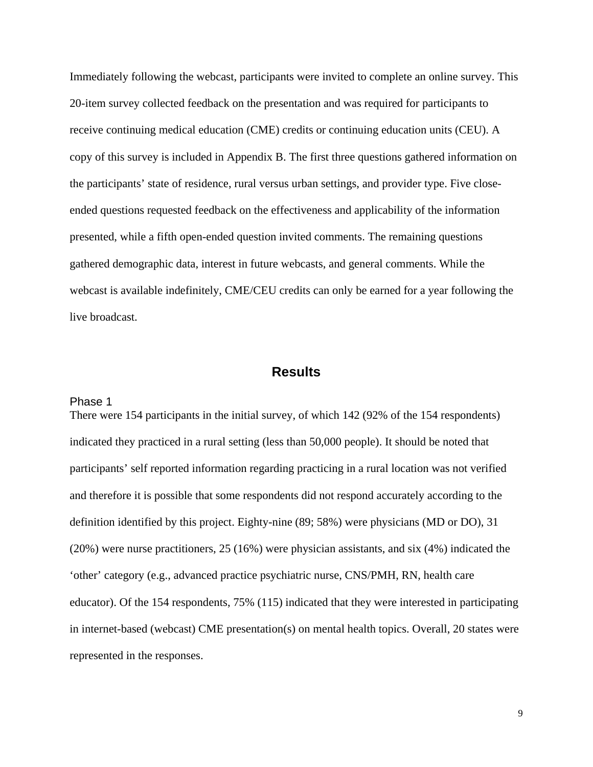Immediately following the webcast, participants were invited to complete an online survey. This 20-item survey collected feedback on the presentation and was required for participants to receive continuing medical education (CME) credits or continuing education units (CEU). A copy of this survey is included in Appendix B. The first three questions gathered information on the participants' state of residence, rural versus urban settings, and provider type. Five close-ended questions requested feedback on the effectiveness and applicability of the information presented, while a fifth open-ended question invited comments. The remaining questions gathered demographic data, interest in future webcasts, and general comments. While the webcast is available indefinitely, CME/CEU credits can only be earned for a year following the live broadcast.

## Results

### Phase 1

There were 154 participants in the initial survey, of which 142 (92% of the 154 respondents) indicated they practiced in a rural setting (less than 50,000 people). It should be noted that participants' self reported information regarding practicing in a rural location was not verified and therefore it is possible that some respondents did not respond accurately according to the definition identified by this project. Eighty-nine (89; 58%) were physicians (MD or DO), 31 (20%) were nurse practitioners, 25 (16%) were physician assistants, and six (4%) indicated the 'other' category (e.g., advanced practice psychiatric nurse, CNS/PMH, RN, health care educator). Of the 154 respondents, 75% (115) indicated that they were interested in participating in internet-based (webcast) CME presentation(s) on mental health topics. Overall, 20 states were represented in the responses.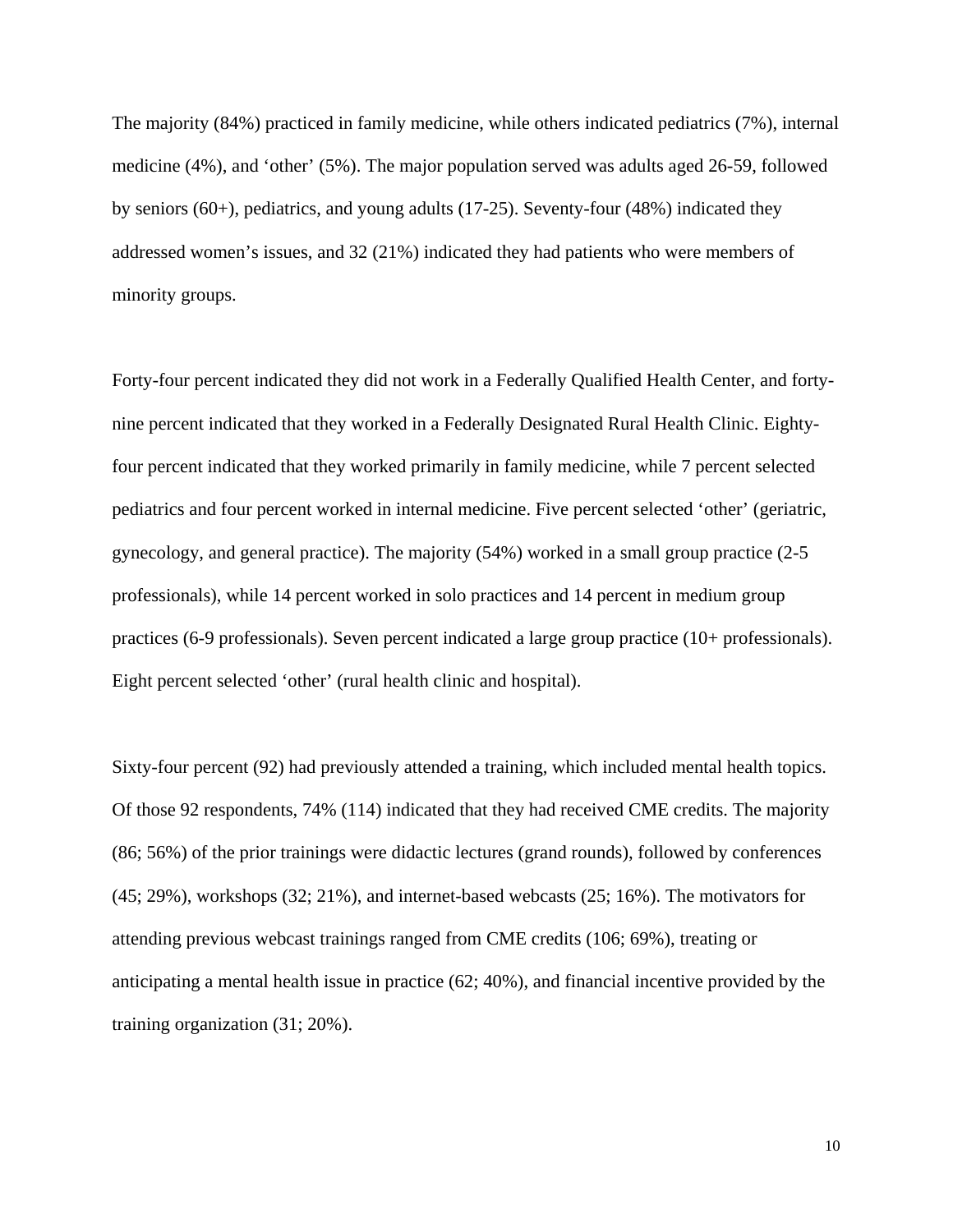The majority (84%) practiced in family medicine, while others indicated pediatrics (7%), internal medicine (4%), and 'other' (5%). The major population served was adults aged 26-59, followed by seniors (60+), pediatrics, and young adults (17-25). Seventy-four (48%) indicated they addressed women's issues, and 32 (21%) indicated they had patients who were members of minority groups.

Forty-four percent indicated they did not work in a Federally Qualified Health Center, and forty-nine percent indicated that they worked in a Federally Designated Rural Health Clinic. Eighty-four percent indicated that they worked primarily in family medicine, while 7 percent selected pediatrics and four percent worked in internal medicine. Five percent selected 'other' (geriatric, gynecology, and general practice). The majority (54%) worked in a small group practice (2-5 professionals), while 14 percent worked in solo practices and 14 percent in medium group practices (6-9 professionals). Seven percent indicated a large group practice (10+ professionals). Eight percent selected 'other' (rural health clinic and hospital).

Sixty-four percent (92) had previously attended a training, which included mental health topics. Of those 92 respondents, 74% (114) indicated that they had received CME credits. The majority (86; 56%) of the prior trainings were didactic lectures (grand rounds), followed by conferences (45; 29%), workshops (32; 21%), and internet-based webcasts (25; 16%). The motivators for attending previous webcast trainings ranged from CME credits (106; 69%), treating or anticipating a mental health issue in practice (62; 40%), and financial incentive provided by the training organization (31; 20%).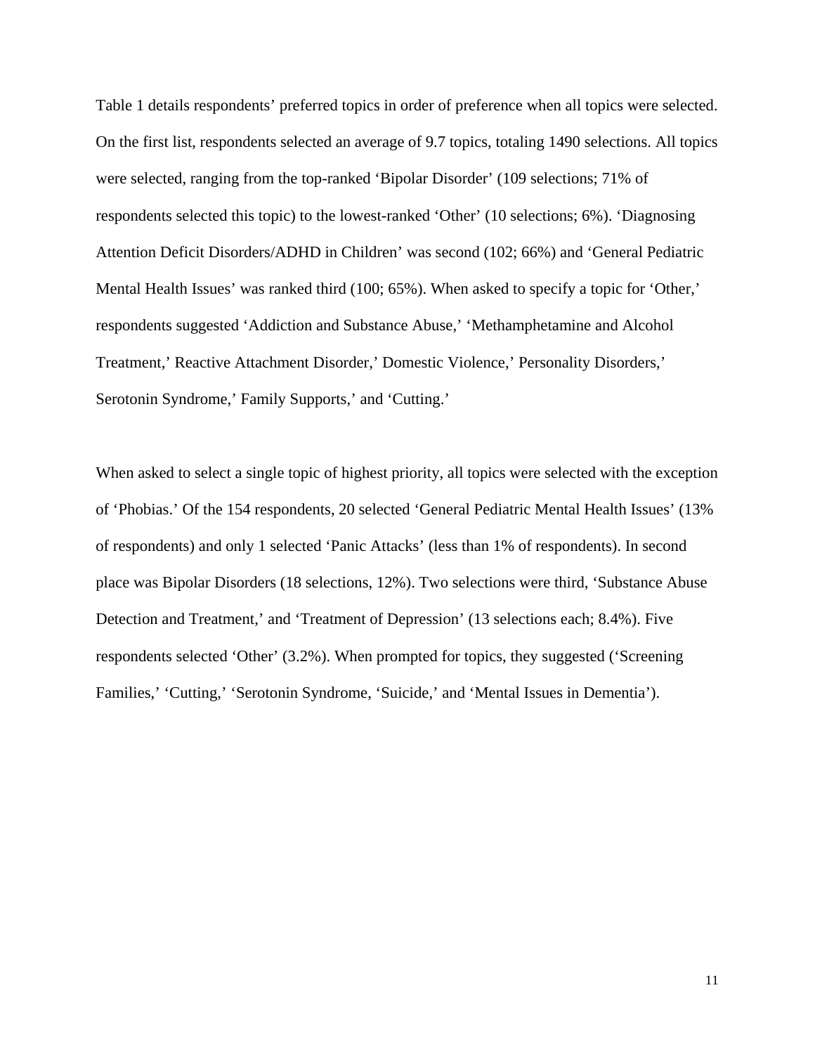Table 1 details respondents' preferred topics in order of preference when all topics were selected. On the first list, respondents selected an average of 9.7 topics, totaling 1490 selections. All topics were selected, ranging from the top-ranked 'Bipolar Disorder' (109 selections; 71% of respondents selected this topic) to the lowest-ranked 'Other' (10 selections; 6%). 'Diagnosing Attention Deficit Disorders/ADHD in Children' was second (102; 66%) and 'General Pediatric Mental Health Issues' was ranked third (100; 65%). When asked to specify a topic for 'Other,' respondents suggested 'Addiction and Substance Abuse,' 'Methamphetamine and Alcohol Treatment,' Reactive Attachment Disorder,' Domestic Violence,' Personality Disorders,' Serotonin Syndrome,' Family Supports,' and 'Cutting.'

When asked to select a single topic of highest priority, all topics were selected with the exception of 'Phobias.' Of the 154 respondents, 20 selected 'General Pediatric Mental Health Issues' (13% of respondents) and only 1 selected 'Panic Attacks' (less than 1% of respondents). In second place was Bipolar Disorders (18 selections, 12%). Two selections were third, 'Substance Abuse Detection and Treatment,' and 'Treatment of Depression' (13 selections each; 8.4%). Five respondents selected 'Other' (3.2%). When prompted for topics, they suggested ('Screening Families,' 'Cutting,' 'Serotonin Syndrome, 'Suicide,' and 'Mental Issues in Dementia').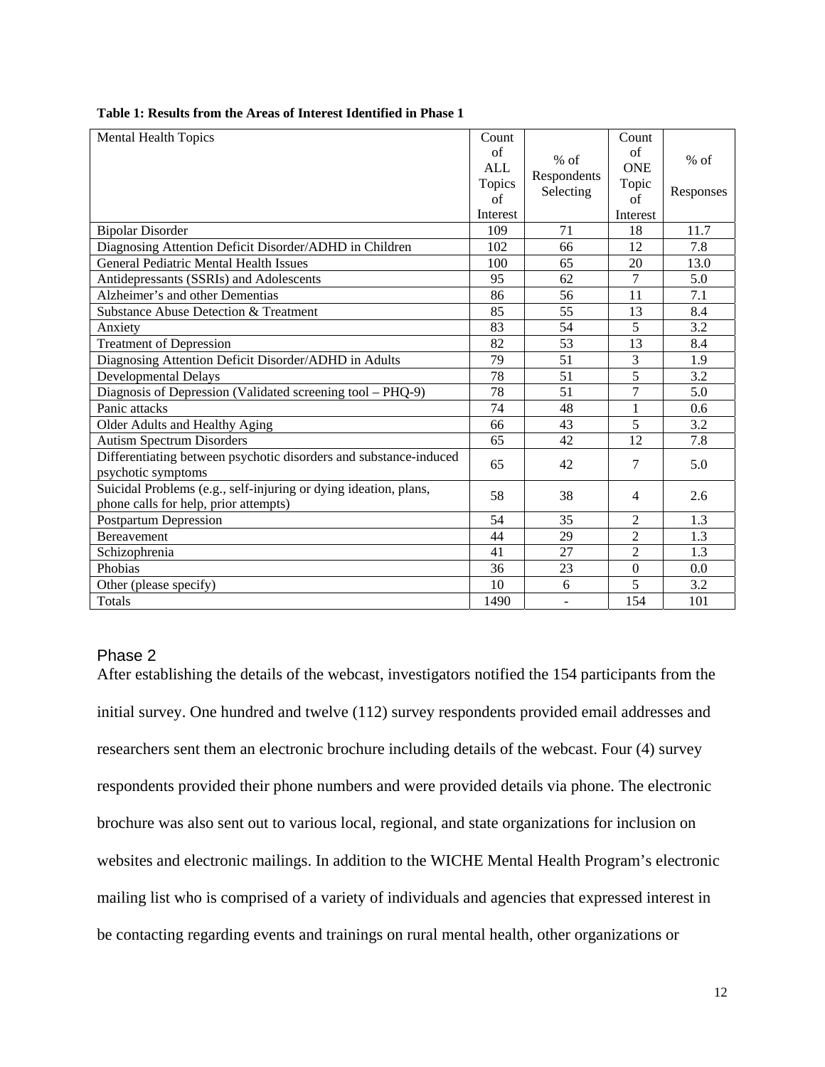**Table 1: Results from the Areas of Interest Identified in Phase 1**

| Mental Health Topics | Count of ALL Topics of Interest | % of Respondents Selecting | Count of ONE Topic of Interest | % of Responses |
|---|---|---|---|---|
| Bipolar Disorder | 109 | 71 | 18 | 11.7 |
| Diagnosing Attention Deficit Disorder/ADHD in Children | 102 | 66 | 12 | 7.8 |
| General Pediatric Mental Health Issues | 100 | 65 | 20 | 13.0 |
| Antidepressants (SSRIs) and Adolescents | 95 | 62 | 7 | 5.0 |
| Alzheimer's and other Dementias | 86 | 56 | 11 | 7.1 |
| Substance Abuse Detection & Treatment | 85 | 55 | 13 | 8.4 |
| Anxiety | 83 | 54 | 5 | 3.2 |
| Treatment of Depression | 82 | 53 | 13 | 8.4 |
| Diagnosing Attention Deficit Disorder/ADHD in Adults | 79 | 51 | 3 | 1.9 |
| Developmental Delays | 78 | 51 | 5 | 3.2 |
| Diagnosis of Depression (Validated screening tool – PHQ-9) | 78 | 51 | 7 | 5.0 |
| Panic attacks | 74 | 48 | 1 | 0.6 |
| Older Adults and Healthy Aging | 66 | 43 | 5 | 3.2 |
| Autism Spectrum Disorders | 65 | 42 | 12 | 7.8 |
| Differentiating between psychotic disorders and substance-induced psychotic symptoms | 65 | 42 | 7 | 5.0 |
| Suicidal Problems (e.g., self-injuring or dying ideation, plans, phone calls for help, prior attempts) | 58 | 38 | 4 | 2.6 |
| Postpartum Depression | 54 | 35 | 2 | 1.3 |
| Bereavement | 44 | 29 | 2 | 1.3 |
| Schizophrenia | 41 | 27 | 2 | 1.3 |
| Phobias | 36 | 23 | 0 | 0.0 |
| Other (please specify) | 10 | 6 | 5 | 3.2 |
| Totals | 1490 | - | 154 | 101 |

## Phase 2

After establishing the details of the webcast, investigators notified the 154 participants from the initial survey. One hundred and twelve (112) survey respondents provided email addresses and researchers sent them an electronic brochure including details of the webcast. Four (4) survey respondents provided their phone numbers and were provided details via phone. The electronic brochure was also sent out to various local, regional, and state organizations for inclusion on websites and electronic mailings. In addition to the WICHE Mental Health Program's electronic mailing list who is comprised of a variety of individuals and agencies that expressed interest in be contacting regarding events and trainings on rural mental health, other organizations or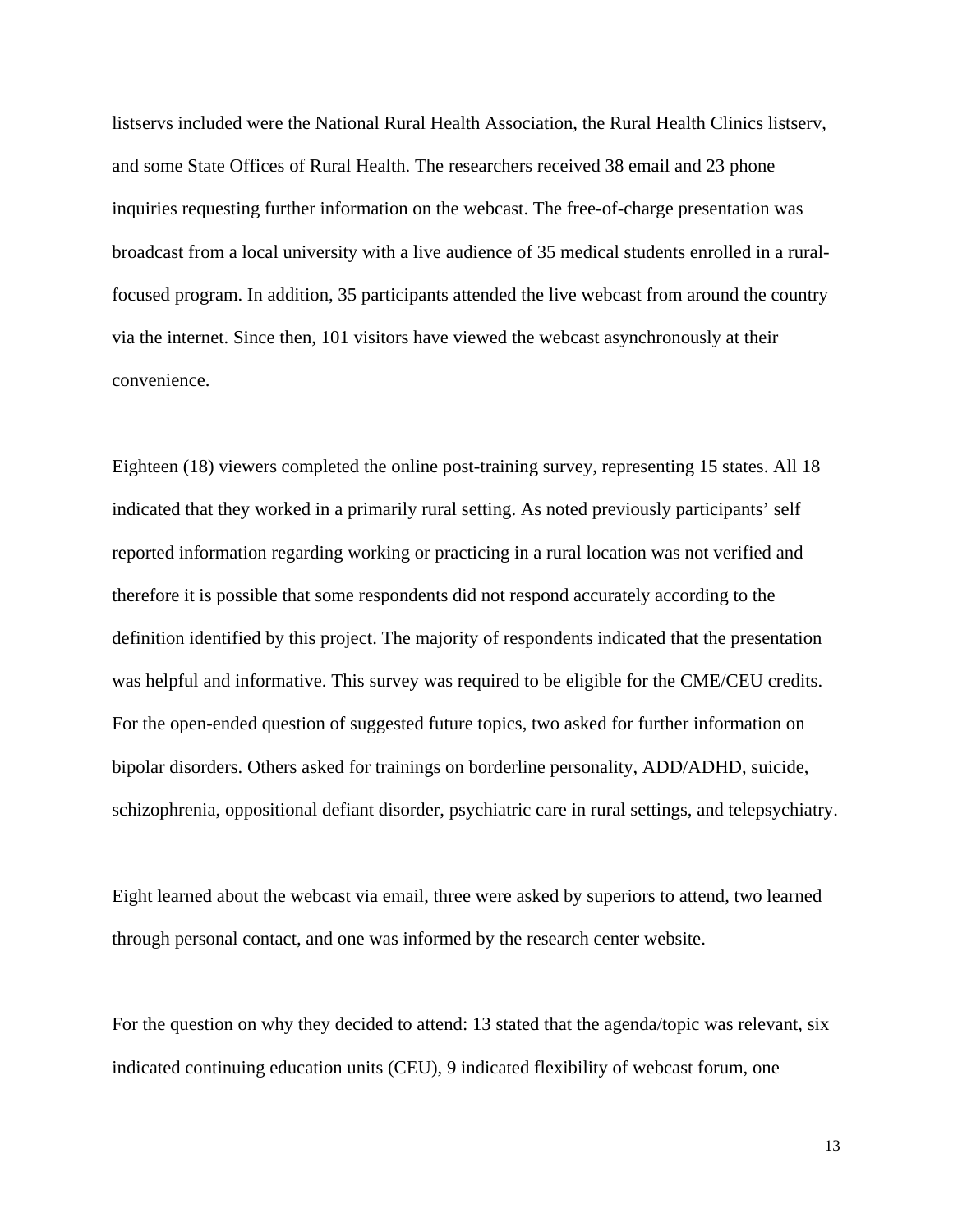listservs included were the National Rural Health Association, the Rural Health Clinics listserv, and some State Offices of Rural Health. The researchers received 38 email and 23 phone inquiries requesting further information on the webcast. The free-of-charge presentation was broadcast from a local university with a live audience of 35 medical students enrolled in a rural-focused program. In addition, 35 participants attended the live webcast from around the country via the internet. Since then, 101 visitors have viewed the webcast asynchronously at their convenience.

Eighteen (18) viewers completed the online post-training survey, representing 15 states. All 18 indicated that they worked in a primarily rural setting. As noted previously participants' self reported information regarding working or practicing in a rural location was not verified and therefore it is possible that some respondents did not respond accurately according to the definition identified by this project. The majority of respondents indicated that the presentation was helpful and informative. This survey was required to be eligible for the CME/CEU credits. For the open-ended question of suggested future topics, two asked for further information on bipolar disorders. Others asked for trainings on borderline personality, ADD/ADHD, suicide, schizophrenia, oppositional defiant disorder, psychiatric care in rural settings, and telepsychiatry.

Eight learned about the webcast via email, three were asked by superiors to attend, two learned through personal contact, and one was informed by the research center website.

For the question on why they decided to attend: 13 stated that the agenda/topic was relevant, six indicated continuing education units (CEU), 9 indicated flexibility of webcast forum, one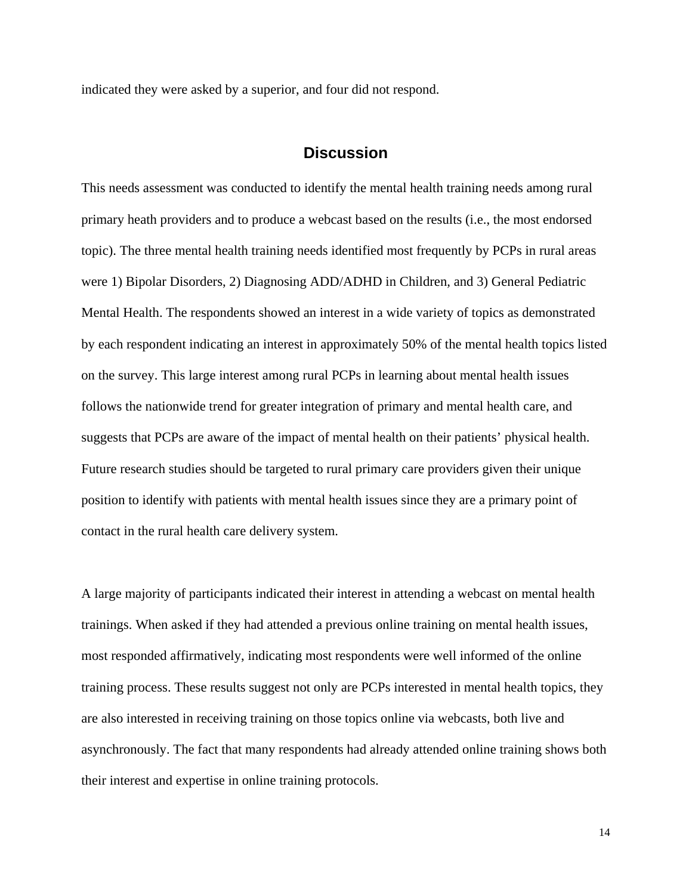indicated they were asked by a superior, and four did not respond.

## Discussion

This needs assessment was conducted to identify the mental health training needs among rural primary heath providers and to produce a webcast based on the results (i.e., the most endorsed topic). The three mental health training needs identified most frequently by PCPs in rural areas were 1) Bipolar Disorders, 2) Diagnosing ADD/ADHD in Children, and 3) General Pediatric Mental Health. The respondents showed an interest in a wide variety of topics as demonstrated by each respondent indicating an interest in approximately 50% of the mental health topics listed on the survey. This large interest among rural PCPs in learning about mental health issues follows the nationwide trend for greater integration of primary and mental health care, and suggests that PCPs are aware of the impact of mental health on their patients' physical health. Future research studies should be targeted to rural primary care providers given their unique position to identify with patients with mental health issues since they are a primary point of contact in the rural health care delivery system.

A large majority of participants indicated their interest in attending a webcast on mental health trainings. When asked if they had attended a previous online training on mental health issues, most responded affirmatively, indicating most respondents were well informed of the online training process. These results suggest not only are PCPs interested in mental health topics, they are also interested in receiving training on those topics online via webcasts, both live and asynchronously. The fact that many respondents had already attended online training shows both their interest and expertise in online training protocols.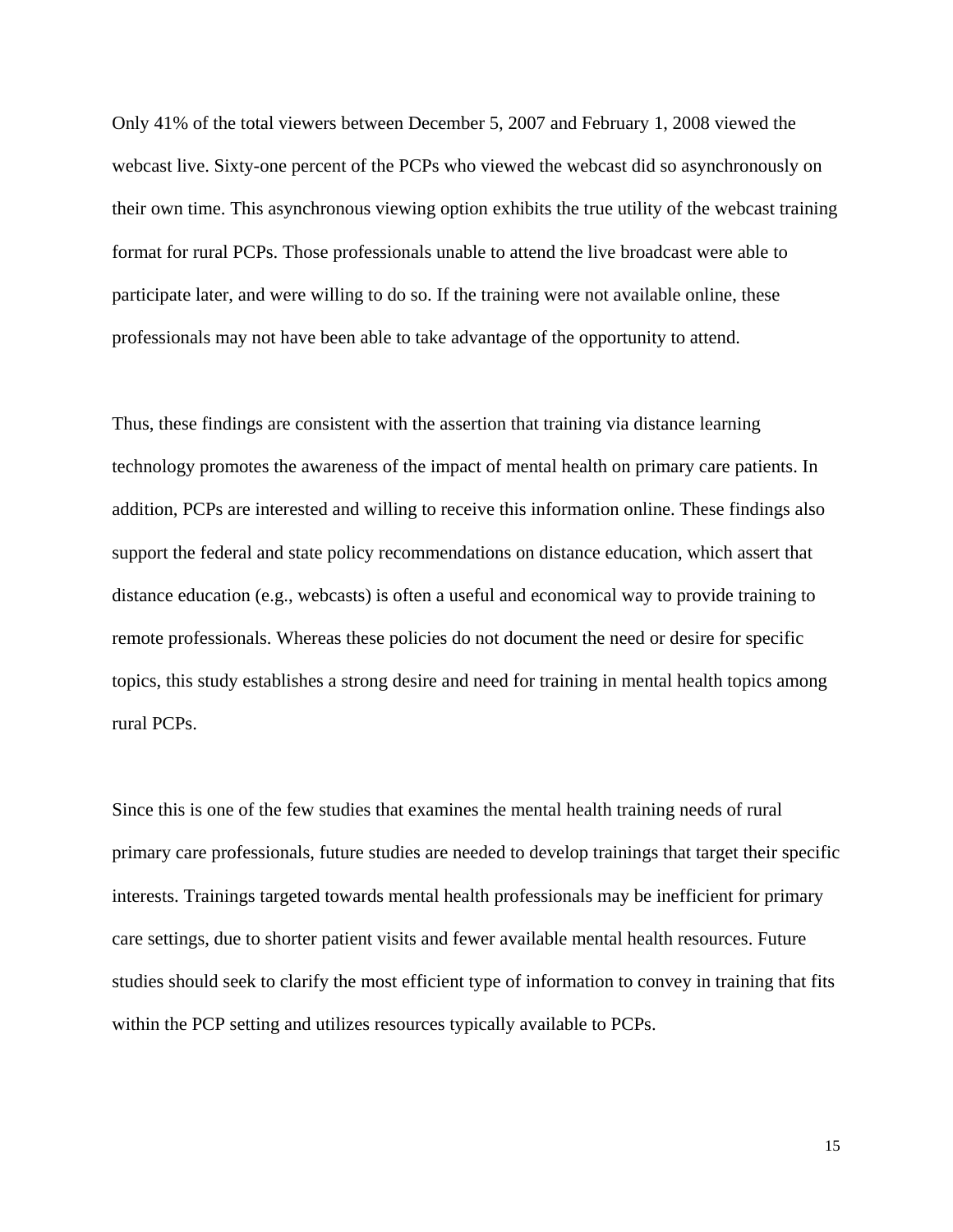Only 41% of the total viewers between December 5, 2007 and February 1, 2008 viewed the webcast live. Sixty-one percent of the PCPs who viewed the webcast did so asynchronously on their own time. This asynchronous viewing option exhibits the true utility of the webcast training format for rural PCPs. Those professionals unable to attend the live broadcast were able to participate later, and were willing to do so. If the training were not available online, these professionals may not have been able to take advantage of the opportunity to attend.

Thus, these findings are consistent with the assertion that training via distance learning technology promotes the awareness of the impact of mental health on primary care patients. In addition, PCPs are interested and willing to receive this information online. These findings also support the federal and state policy recommendations on distance education, which assert that distance education (e.g., webcasts) is often a useful and economical way to provide training to remote professionals. Whereas these policies do not document the need or desire for specific topics, this study establishes a strong desire and need for training in mental health topics among rural PCPs.

Since this is one of the few studies that examines the mental health training needs of rural primary care professionals, future studies are needed to develop trainings that target their specific interests. Trainings targeted towards mental health professionals may be inefficient for primary care settings, due to shorter patient visits and fewer available mental health resources. Future studies should seek to clarify the most efficient type of information to convey in training that fits within the PCP setting and utilizes resources typically available to PCPs.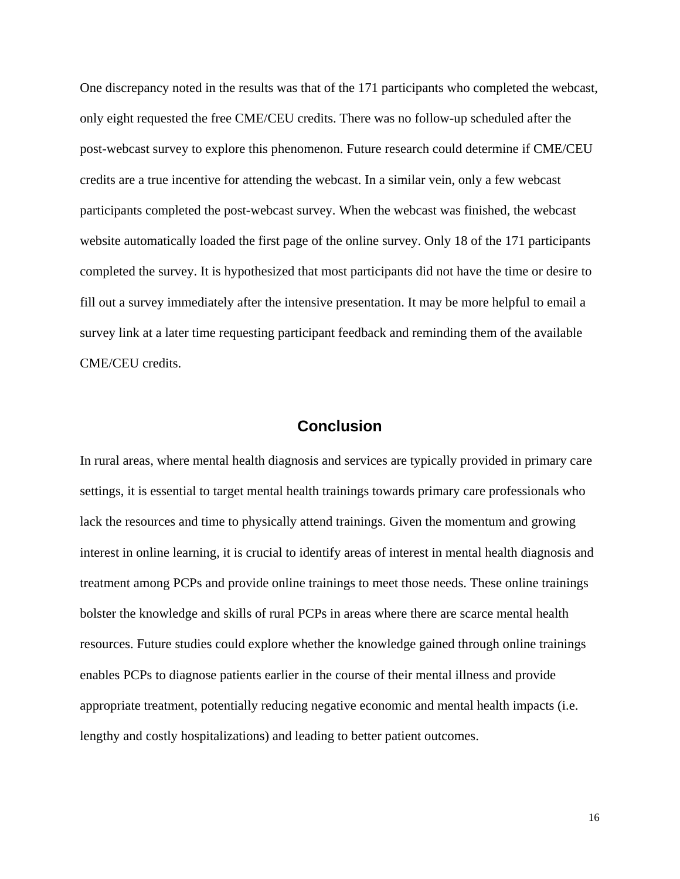One discrepancy noted in the results was that of the 171 participants who completed the webcast, only eight requested the free CME/CEU credits. There was no follow-up scheduled after the post-webcast survey to explore this phenomenon. Future research could determine if CME/CEU credits are a true incentive for attending the webcast. In a similar vein, only a few webcast participants completed the post-webcast survey. When the webcast was finished, the webcast website automatically loaded the first page of the online survey. Only 18 of the 171 participants completed the survey. It is hypothesized that most participants did not have the time or desire to fill out a survey immediately after the intensive presentation. It may be more helpful to email a survey link at a later time requesting participant feedback and reminding them of the available CME/CEU credits.

## Conclusion

In rural areas, where mental health diagnosis and services are typically provided in primary care settings, it is essential to target mental health trainings towards primary care professionals who lack the resources and time to physically attend trainings. Given the momentum and growing interest in online learning, it is crucial to identify areas of interest in mental health diagnosis and treatment among PCPs and provide online trainings to meet those needs. These online trainings bolster the knowledge and skills of rural PCPs in areas where there are scarce mental health resources. Future studies could explore whether the knowledge gained through online trainings enables PCPs to diagnose patients earlier in the course of their mental illness and provide appropriate treatment, potentially reducing negative economic and mental health impacts (i.e. lengthy and costly hospitalizations) and leading to better patient outcomes.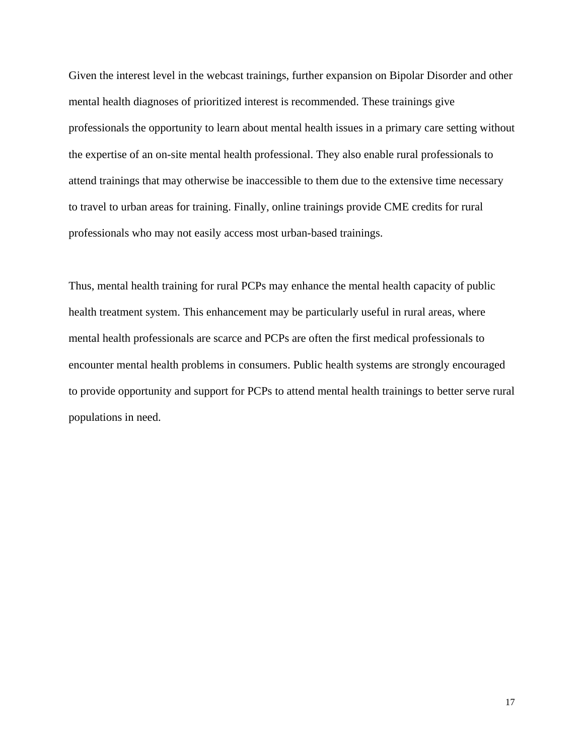Given the interest level in the webcast trainings, further expansion on Bipolar Disorder and other mental health diagnoses of prioritized interest is recommended. These trainings give professionals the opportunity to learn about mental health issues in a primary care setting without the expertise of an on-site mental health professional. They also enable rural professionals to attend trainings that may otherwise be inaccessible to them due to the extensive time necessary to travel to urban areas for training. Finally, online trainings provide CME credits for rural professionals who may not easily access most urban-based trainings.

Thus, mental health training for rural PCPs may enhance the mental health capacity of public health treatment system. This enhancement may be particularly useful in rural areas, where mental health professionals are scarce and PCPs are often the first medical professionals to encounter mental health problems in consumers. Public health systems are strongly encouraged to provide opportunity and support for PCPs to attend mental health trainings to better serve rural populations in need.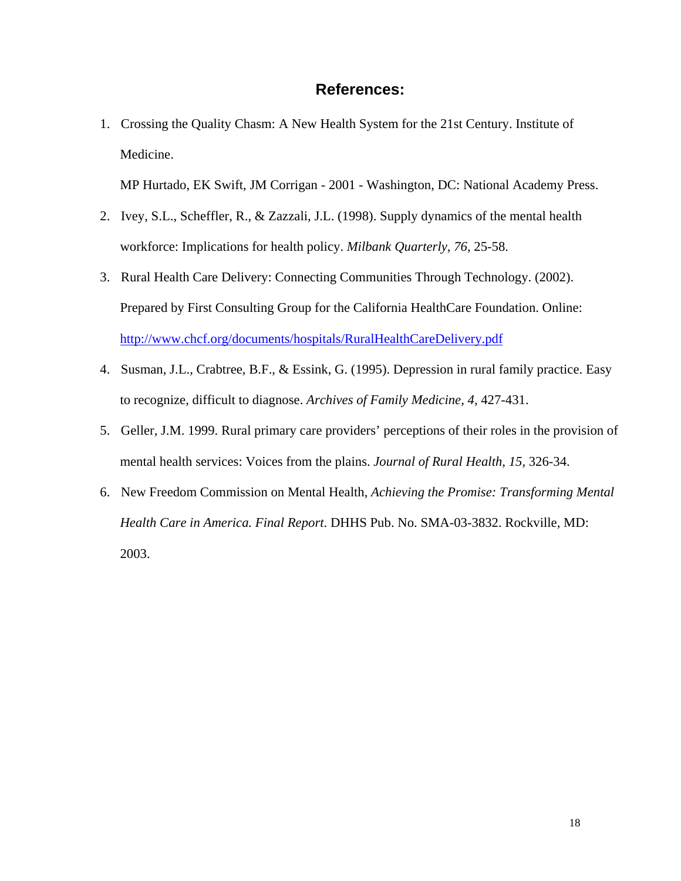## References:

1. Crossing the Quality Chasm: A New Health System for the 21st Century. Institute of Medicine.

   MP Hurtado, EK Swift, JM Corrigan - 2001 - Washington, DC: National Academy Press.

2. Ivey, S.L., Scheffler, R., & Zazzali, J.L. (1998). Supply dynamics of the mental health workforce: Implications for health policy. *Milbank Quarterly, 76,* 25-58.

3. Rural Health Care Delivery: Connecting Communities Through Technology. (2002). Prepared by First Consulting Group for the California HealthCare Foundation. Online: http://www.chcf.org/documents/hospitals/RuralHealthCareDelivery.pdf

4. Susman, J.L., Crabtree, B.F., & Essink, G. (1995). Depression in rural family practice. Easy to recognize, difficult to diagnose. *Archives of Family Medicine, 4,* 427-431.

5. Geller, J.M. 1999. Rural primary care providers' perceptions of their roles in the provision of mental health services: Voices from the plains. *Journal of Rural Health, 15,* 326-34.

6. New Freedom Commission on Mental Health, *Achieving the Promise: Transforming Mental Health Care in America. Final Report*. DHHS Pub. No. SMA-03-3832. Rockville, MD: 2003.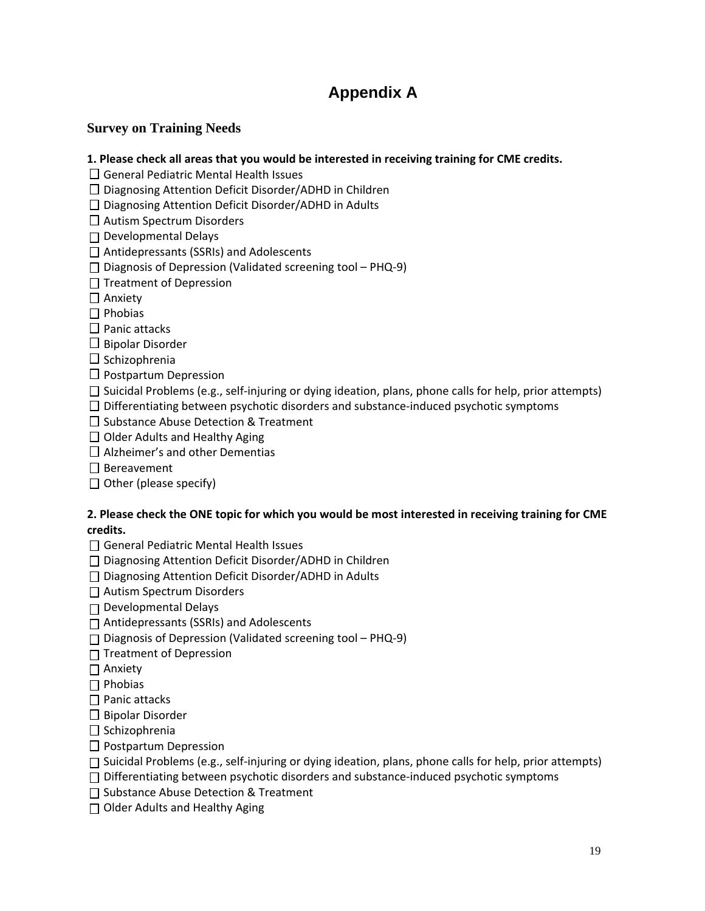# Appendix A

## Survey on Training Needs

**1. Please check all areas that you would be interested in receiving training for CME credits.**

☐ General Pediatric Mental Health Issues
☐ Diagnosing Attention Deficit Disorder/ADHD in Children
☐ Diagnosing Attention Deficit Disorder/ADHD in Adults
☐ Autism Spectrum Disorders
☐ Developmental Delays
☐ Antidepressants (SSRIs) and Adolescents
☐ Diagnosis of Depression (Validated screening tool – PHQ-9)
☐ Treatment of Depression
☐ Anxiety
☐ Phobias
☐ Panic attacks
☐ Bipolar Disorder
☐ Schizophrenia
☐ Postpartum Depression
☐ Suicidal Problems (e.g., self-injuring or dying ideation, plans, phone calls for help, prior attempts)
☐ Differentiating between psychotic disorders and substance-induced psychotic symptoms
☐ Substance Abuse Detection & Treatment
☐ Older Adults and Healthy Aging
☐ Alzheimer's and other Dementias
☐ Bereavement
☐ Other (please specify)

**2. Please check the ONE topic for which you would be most interested in receiving training for CME credits.**

☐ General Pediatric Mental Health Issues
☐ Diagnosing Attention Deficit Disorder/ADHD in Children
☐ Diagnosing Attention Deficit Disorder/ADHD in Adults
☐ Autism Spectrum Disorders
☐ Developmental Delays
☐ Antidepressants (SSRIs) and Adolescents
☐ Diagnosis of Depression (Validated screening tool – PHQ-9)
☐ Treatment of Depression
☐ Anxiety
☐ Phobias
☐ Panic attacks
☐ Bipolar Disorder
☐ Schizophrenia
☐ Postpartum Depression
☐ Suicidal Problems (e.g., self-injuring or dying ideation, plans, phone calls for help, prior attempts)
☐ Differentiating between psychotic disorders and substance-induced psychotic symptoms
☐ Substance Abuse Detection & Treatment
☐ Older Adults and Healthy Aging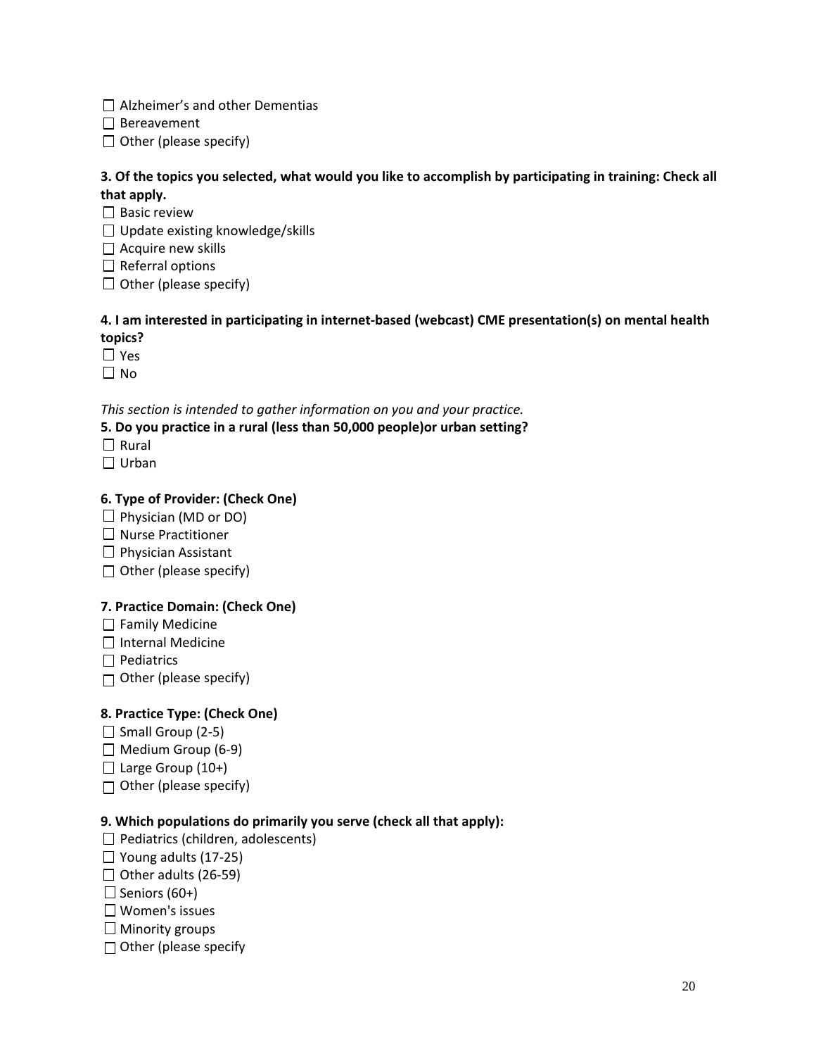- ☐ Alzheimer's and other Dementias
- ☐ Bereavement
- ☐ Other (please specify)

**3. Of the topics you selected, what would you like to accomplish by participating in training: Check all that apply.**

- ☐ Basic review
- ☐ Update existing knowledge/skills
- ☐ Acquire new skills
- ☐ Referral options
- ☐ Other (please specify)

**4. I am interested in participating in internet-based (webcast) CME presentation(s) on mental health topics?**

- ☐ Yes
- ☐ No

*This section is intended to gather information on you and your practice.*

**5. Do you practice in a rural (less than 50,000 people)or urban setting?**

- ☐ Rural
- ☐ Urban

**6. Type of Provider: (Check One)**

- ☐ Physician (MD or DO)
- ☐ Nurse Practitioner
- ☐ Physician Assistant
- ☐ Other (please specify)

**7. Practice Domain: (Check One)**

- ☐ Family Medicine
- ☐ Internal Medicine
- ☐ Pediatrics
- ☐ Other (please specify)

**8. Practice Type: (Check One)**

- ☐ Small Group (2-5)
- ☐ Medium Group (6-9)
- ☐ Large Group (10+)
- ☐ Other (please specify)

**9. Which populations do primarily you serve (check all that apply):**

- ☐ Pediatrics (children, adolescents)
- ☐ Young adults (17-25)
- ☐ Other adults (26-59)
- ☐ Seniors (60+)
- ☐ Women's issues
- ☐ Minority groups
- ☐ Other (please specify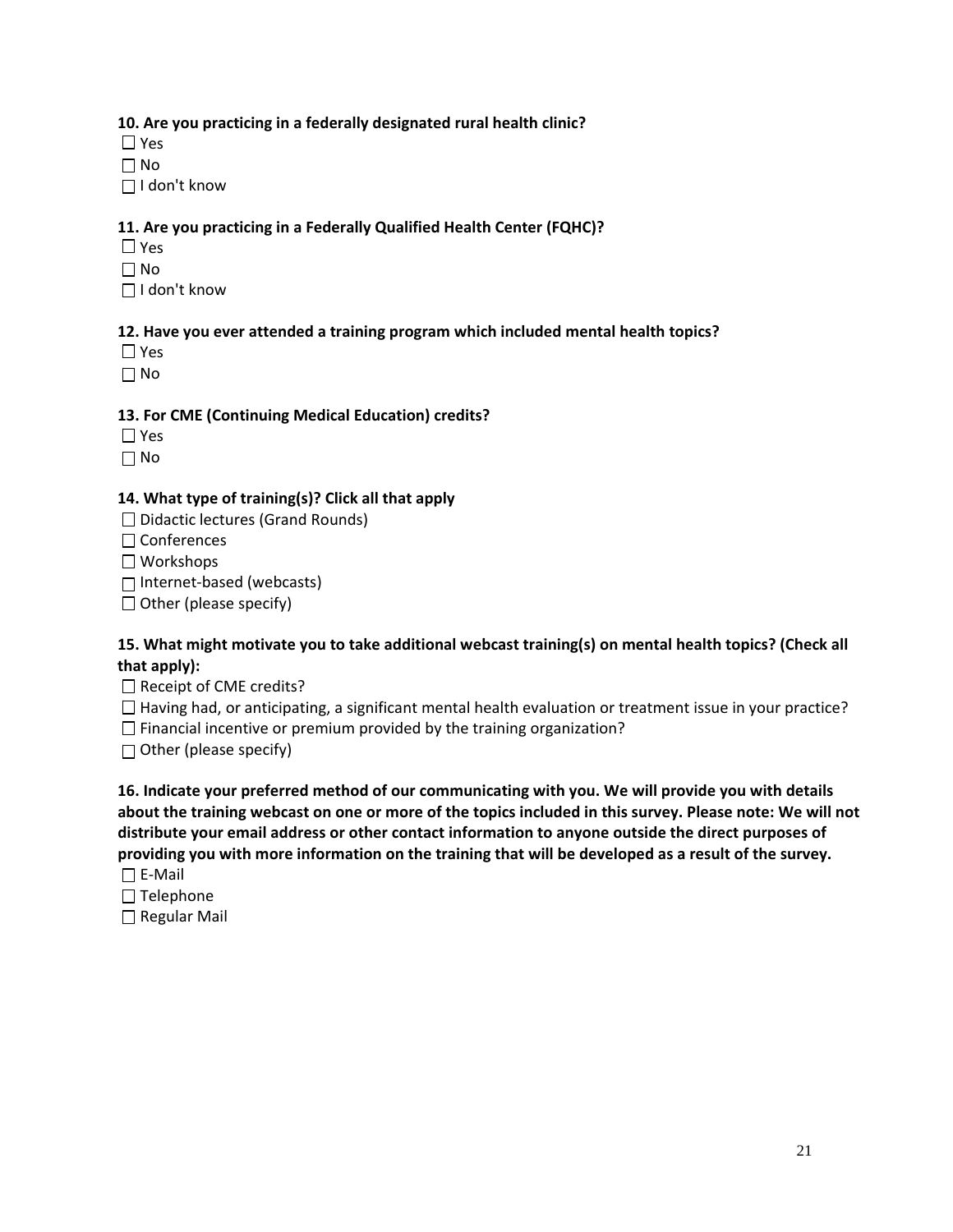**10. Are you practicing in a federally designated rural health clinic?**

☐ Yes
☐ No
☐ I don't know

**11. Are you practicing in a Federally Qualified Health Center (FQHC)?**

☐ Yes
☐ No
☐ I don't know

**12. Have you ever attended a training program which included mental health topics?**

☐ Yes
☐ No

**13. For CME (Continuing Medical Education) credits?**

☐ Yes
☐ No

**14. What type of training(s)? Click all that apply**

☐ Didactic lectures (Grand Rounds)
☐ Conferences
☐ Workshops
☐ Internet-based (webcasts)
☐ Other (please specify)

**15. What might motivate you to take additional webcast training(s) on mental health topics? (Check all that apply):**

☐ Receipt of CME credits?
☐ Having had, or anticipating, a significant mental health evaluation or treatment issue in your practice?
☐ Financial incentive or premium provided by the training organization?
☐ Other (please specify)

**16. Indicate your preferred method of our communicating with you. We will provide you with details about the training webcast on one or more of the topics included in this survey. Please note: We will not distribute your email address or other contact information to anyone outside the direct purposes of providing you with more information on the training that will be developed as a result of the survey.**

☐ E-Mail
☐ Telephone
☐ Regular Mail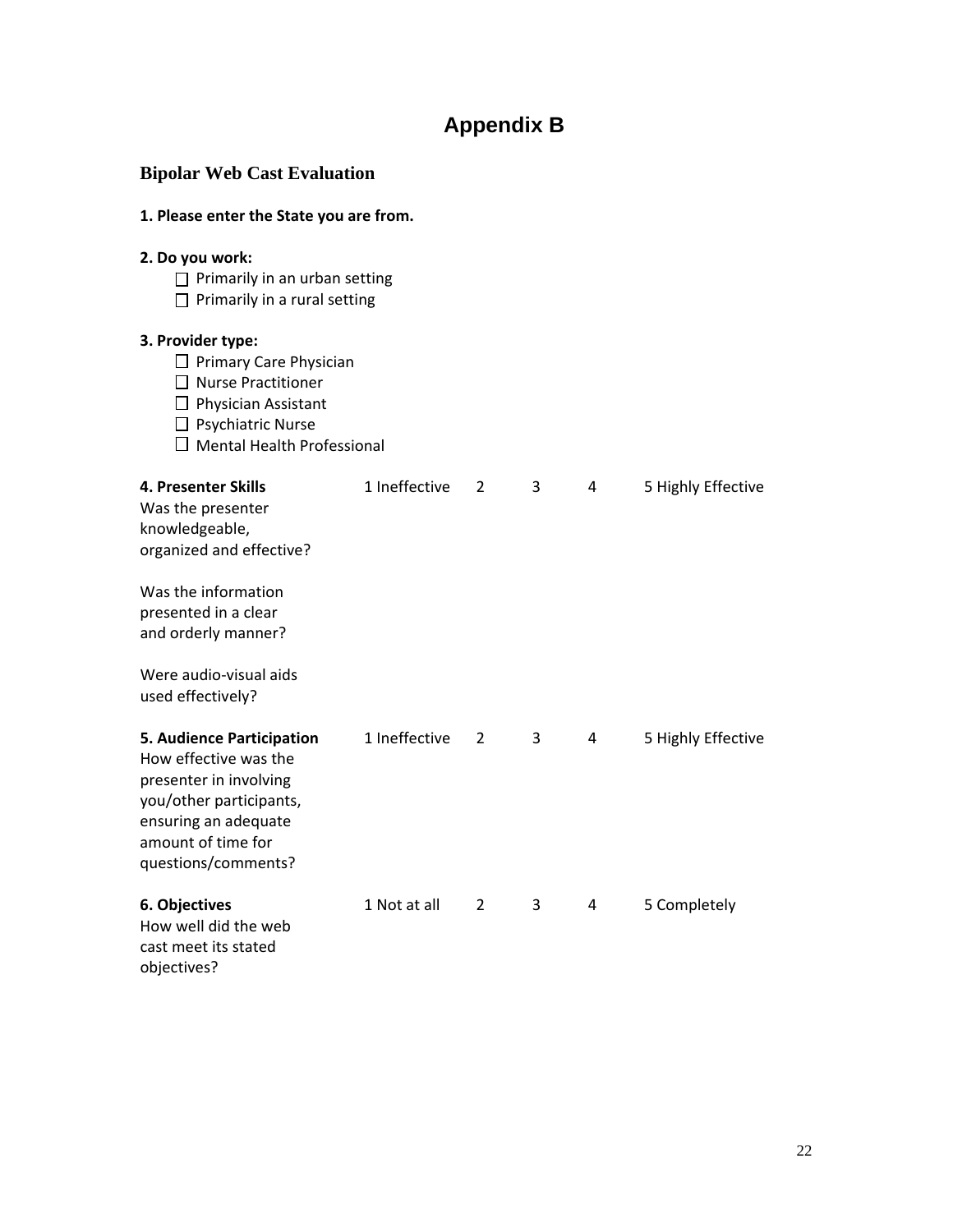# Appendix B

## Bipolar Web Cast Evaluation

**1. Please enter the State you are from.**

**2. Do you work:**

- ☐ Primarily in an urban setting
- ☐ Primarily in a rural setting

**3. Provider type:**

- ☐ Primary Care Physician
- ☐ Nurse Practitioner
- ☐ Physician Assistant
- ☐ Psychiatric Nurse
- ☐ Mental Health Professional

| | | | | | |
|---|---|---|---|---|---|
| **4. Presenter Skills**<br>Was the presenter knowledgeable, organized and effective?<br><br>Was the information presented in a clear and orderly manner?<br><br>Were audio-visual aids used effectively? | 1 Ineffective | 2 | 3 | 4 | 5 Highly Effective |
| **5. Audience Participation**<br>How effective was the presenter in involving you/other participants, ensuring an adequate amount of time for questions/comments? | 1 Ineffective | 2 | 3 | 4 | 5 Highly Effective |
| **6. Objectives**<br>How well did the web cast meet its stated objectives? | 1 Not at all | 2 | 3 | 4 | 5 Completely |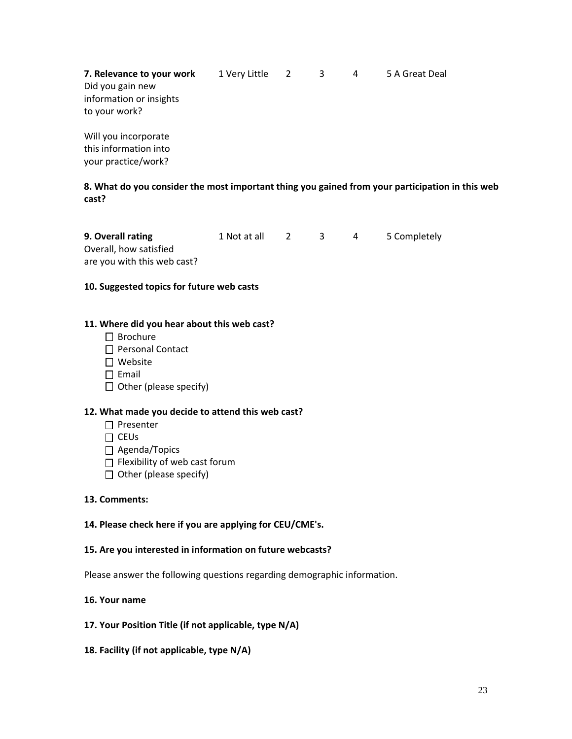**7. Relevance to your work** 1 Very Little 2 3 4 5 A Great Deal

Did you gain new information or insights to your work?

Will you incorporate this information into your practice/work?

**8. What do you consider the most important thing you gained from your participation in this web cast?**

**9. Overall rating** 1 Not at all 2 3 4 5 Completely

Overall, how satisfied are you with this web cast?

**10. Suggested topics for future web casts**

**11. Where did you hear about this web cast?**

- ☐ Brochure
- ☐ Personal Contact
- ☐ Website
- ☐ Email
- ☐ Other (please specify)

**12. What made you decide to attend this web cast?**

- ☐ Presenter
- ☐ CEUs
- ☐ Agenda/Topics
- ☐ Flexibility of web cast forum
- ☐ Other (please specify)

**13. Comments:**

**14. Please check here if you are applying for CEU/CME's.**

**15. Are you interested in information on future webcasts?**

Please answer the following questions regarding demographic information.

**16. Your name**

**17. Your Position Title (if not applicable, type N/A)**

**18. Facility (if not applicable, type N/A)**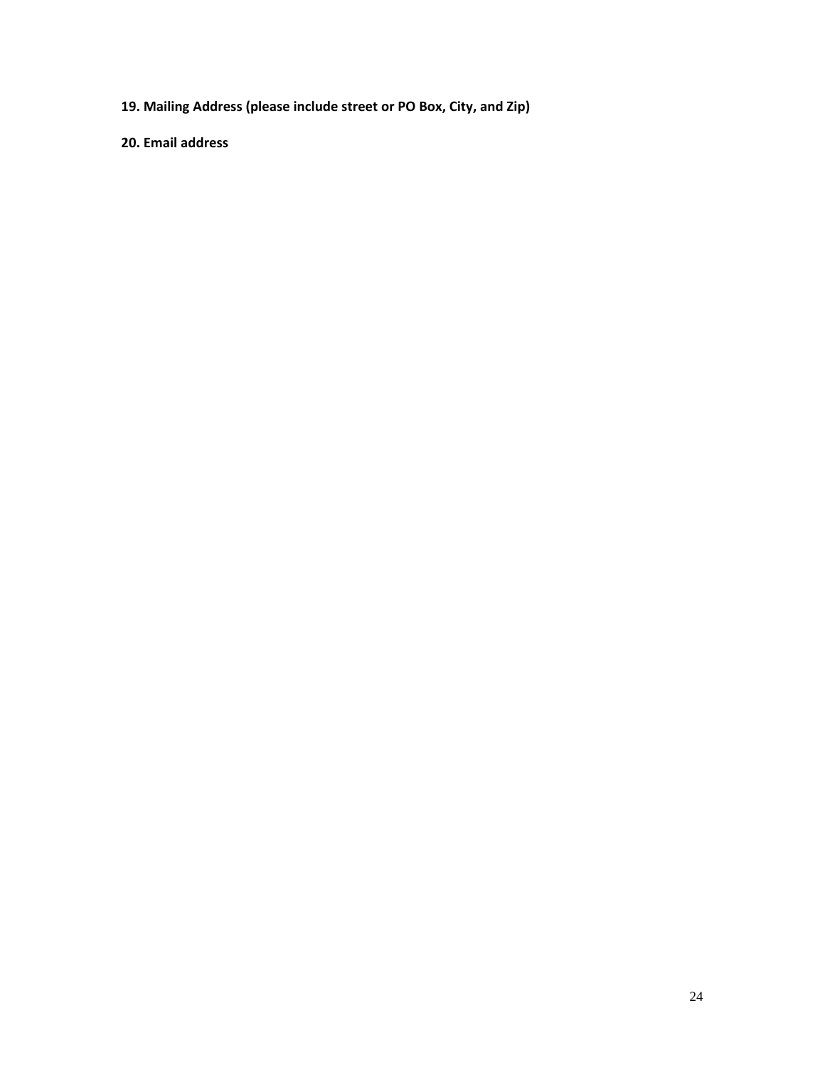**19. Mailing Address (please include street or PO Box, City, and Zip)**

**20. Email address**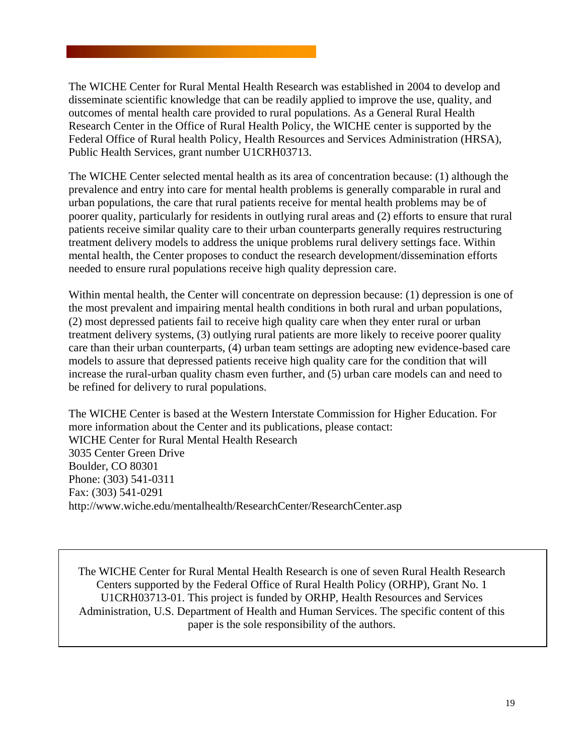The WICHE Center for Rural Mental Health Research was established in 2004 to develop and disseminate scientific knowledge that can be readily applied to improve the use, quality, and outcomes of mental health care provided to rural populations. As a General Rural Health Research Center in the Office of Rural Health Policy, the WICHE center is supported by the Federal Office of Rural health Policy, Health Resources and Services Administration (HRSA), Public Health Services, grant number U1CRH03713.

The WICHE Center selected mental health as its area of concentration because: (1) although the prevalence and entry into care for mental health problems is generally comparable in rural and urban populations, the care that rural patients receive for mental health problems may be of poorer quality, particularly for residents in outlying rural areas and (2) efforts to ensure that rural patients receive similar quality care to their urban counterparts generally requires restructuring treatment delivery models to address the unique problems rural delivery settings face. Within mental health, the Center proposes to conduct the research development/dissemination efforts needed to ensure rural populations receive high quality depression care.

Within mental health, the Center will concentrate on depression because: (1) depression is one of the most prevalent and impairing mental health conditions in both rural and urban populations, (2) most depressed patients fail to receive high quality care when they enter rural or urban treatment delivery systems, (3) outlying rural patients are more likely to receive poorer quality care than their urban counterparts, (4) urban team settings are adopting new evidence-based care models to assure that depressed patients receive high quality care for the condition that will increase the rural-urban quality chasm even further, and (5) urban care models can and need to be refined for delivery to rural populations.

The WICHE Center is based at the Western Interstate Commission for Higher Education. For more information about the Center and its publications, please contact:
WICHE Center for Rural Mental Health Research
3035 Center Green Drive
Boulder, CO 80301
Phone: (303) 541-0311
Fax: (303) 541-0291
http://www.wiche.edu/mentalhealth/ResearchCenter/ResearchCenter.asp

The WICHE Center for Rural Mental Health Research is one of seven Rural Health Research Centers supported by the Federal Office of Rural Health Policy (ORHP), Grant No. 1 U1CRH03713-01. This project is funded by ORHP, Health Resources and Services Administration, U.S. Department of Health and Human Services. The specific content of this paper is the sole responsibility of the authors.